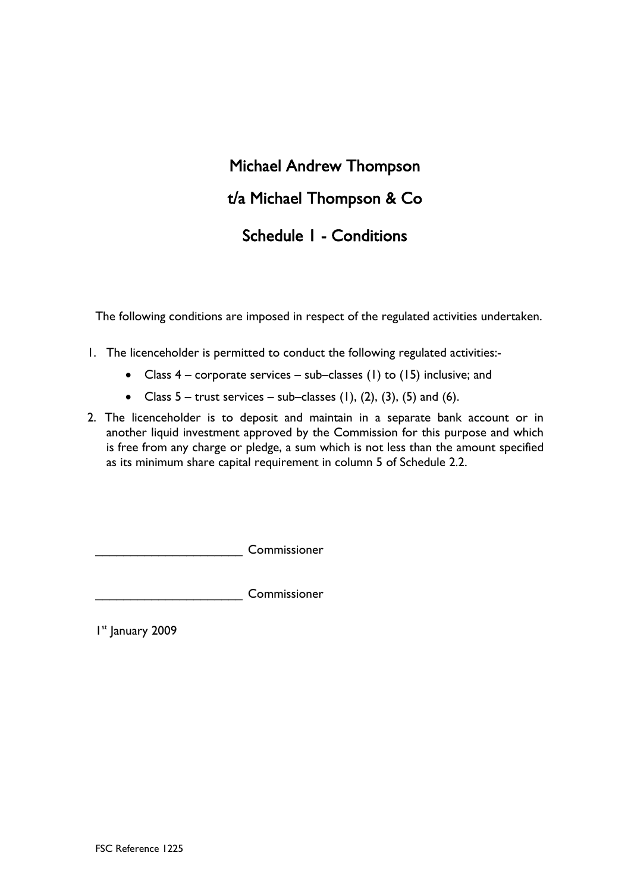# Michael Andrew Thompson

# t/a Michael Thompson & Co

## Schedule 1 - Conditions

The following conditions are imposed in respect of the regulated activities undertaken.

1. The licenceholder is permitted to conduct the following regulated activities:-
   - Class 4 – corporate services – sub–classes (1) to (15) inclusive; and
   - Class 5 – trust services – sub–classes (1), (2), (3), (5) and (6).
2. The licenceholder is to deposit and maintain in a separate bank account or in another liquid investment approved by the Commission for this purpose and which is free from any charge or pledge, a sum which is not less than the amount specified as its minimum share capital requirement in column 5 of Schedule 2.2.

______________________ Commissioner

______________________ Commissioner

1st January 2009

FSC Reference 1225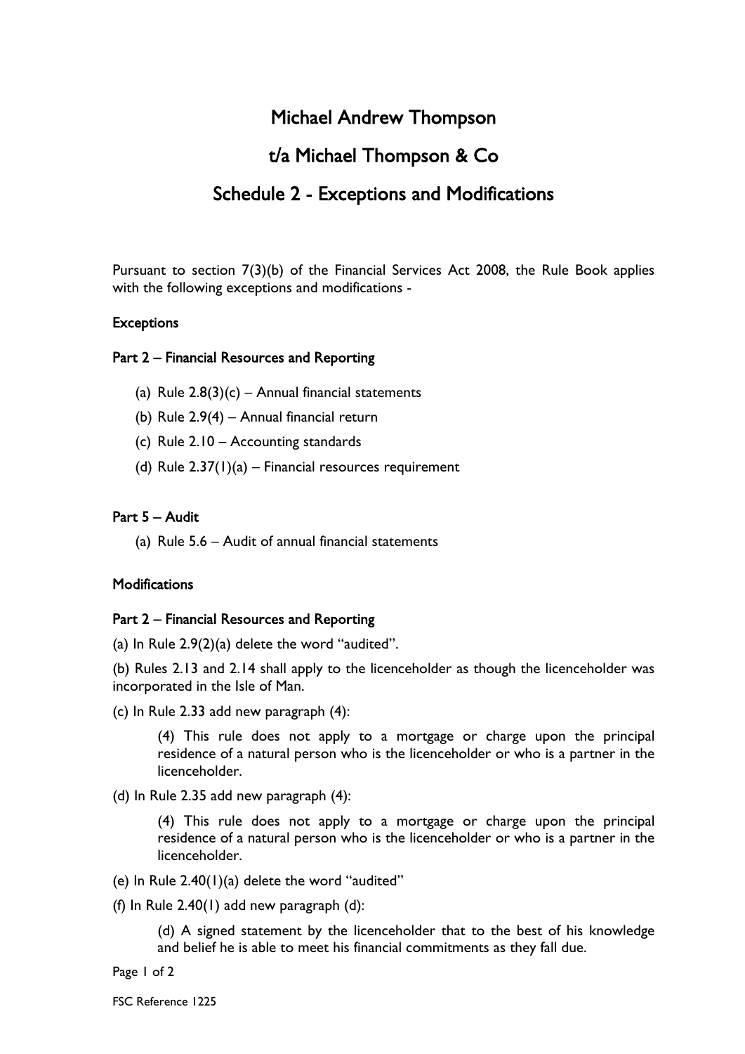# Michael Andrew Thompson

# t/a Michael Thompson & Co

# Schedule 2 - Exceptions and Modifications

Pursuant to section 7(3)(b) of the Financial Services Act 2008, the Rule Book applies with the following exceptions and modifications -

**Exceptions**

**Part 2 – Financial Resources and Reporting**

(a) Rule 2.8(3)(c) – Annual financial statements

(b) Rule 2.9(4) – Annual financial return

(c) Rule 2.10 – Accounting standards

(d) Rule 2.37(1)(a) – Financial resources requirement

**Part 5 – Audit**

(a) Rule 5.6 – Audit of annual financial statements

**Modifications**

**Part 2 – Financial Resources and Reporting**

(a) In Rule 2.9(2)(a) delete the word "audited".

(b) Rules 2.13 and 2.14 shall apply to the licenceholder as though the licenceholder was incorporated in the Isle of Man.

(c) In Rule 2.33 add new paragraph (4):

> (4) This rule does not apply to a mortgage or charge upon the principal residence of a natural person who is the licenceholder or who is a partner in the licenceholder.

(d) In Rule 2.35 add new paragraph (4):

> (4) This rule does not apply to a mortgage or charge upon the principal residence of a natural person who is the licenceholder or who is a partner in the licenceholder.

(e) In Rule 2.40(1)(a) delete the word "audited"

(f) In Rule 2.40(1) add new paragraph (d):

> (d) A signed statement by the licenceholder that to the best of his knowledge and belief he is able to meet his financial commitments as they fall due.

FSC Reference 1225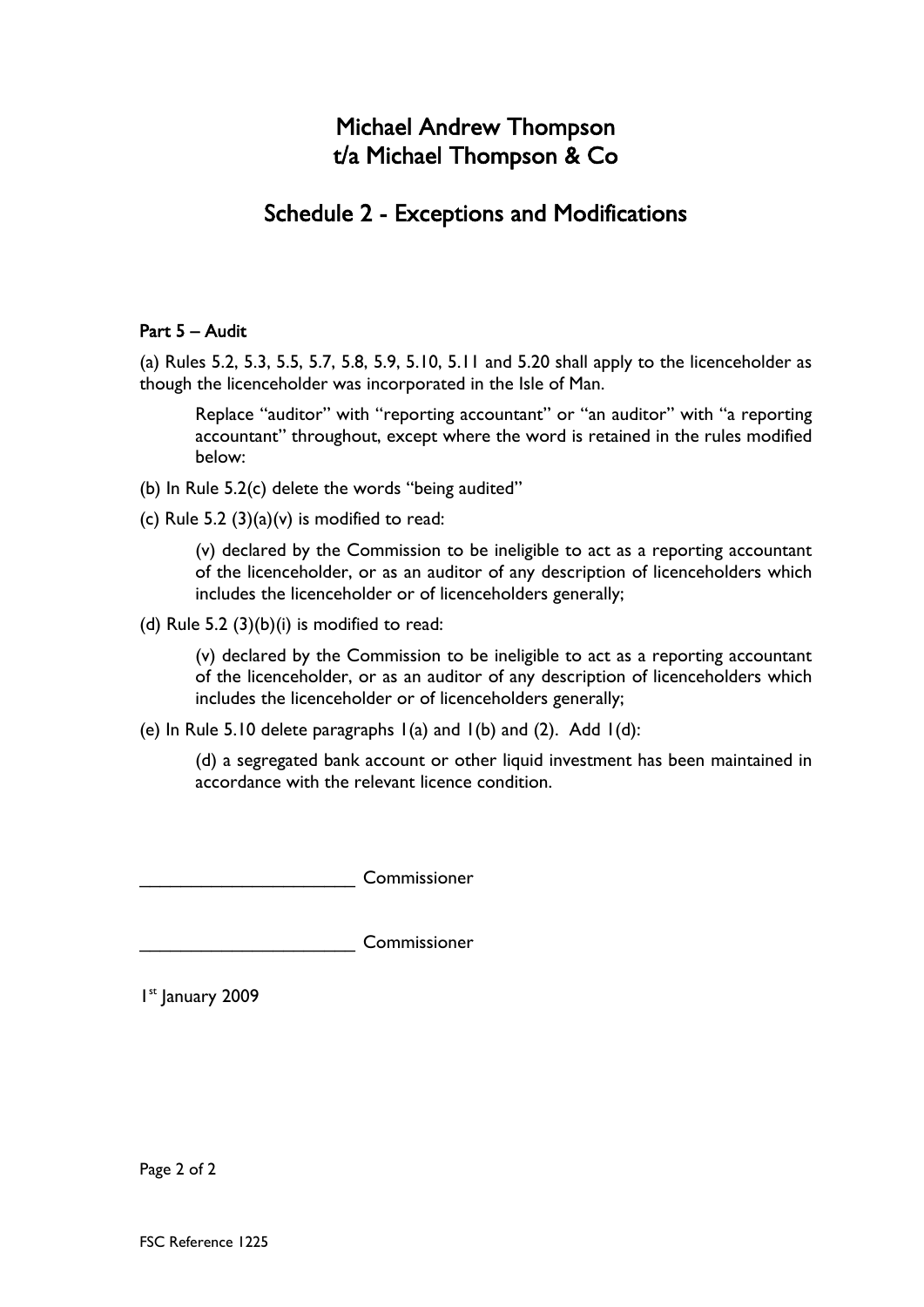# Michael Andrew Thompson
# t/a Michael Thompson & Co

## Schedule 2 - Exceptions and Modifications

**Part 5 – Audit**

(a) Rules 5.2, 5.3, 5.5, 5.7, 5.8, 5.9, 5.10, 5.11 and 5.20 shall apply to the licenceholder as though the licenceholder was incorporated in the Isle of Man.

> Replace "auditor" with "reporting accountant" or "an auditor" with "a reporting accountant" throughout, except where the word is retained in the rules modified below:

(b) In Rule 5.2(c) delete the words "being audited"

(c) Rule 5.2 (3)(a)(v) is modified to read:

> (v) declared by the Commission to be ineligible to act as a reporting accountant of the licenceholder, or as an auditor of any description of licenceholders which includes the licenceholder or of licenceholders generally;

(d) Rule 5.2 (3)(b)(i) is modified to read:

> (v) declared by the Commission to be ineligible to act as a reporting accountant of the licenceholder, or as an auditor of any description of licenceholders which includes the licenceholder or of licenceholders generally;

(e) In Rule 5.10 delete paragraphs 1(a) and 1(b) and (2). Add 1(d):

> (d) a segregated bank account or other liquid investment has been maintained in accordance with the relevant licence condition.

______________________ Commissioner

______________________ Commissioner

1st January 2009

FSC Reference 1225